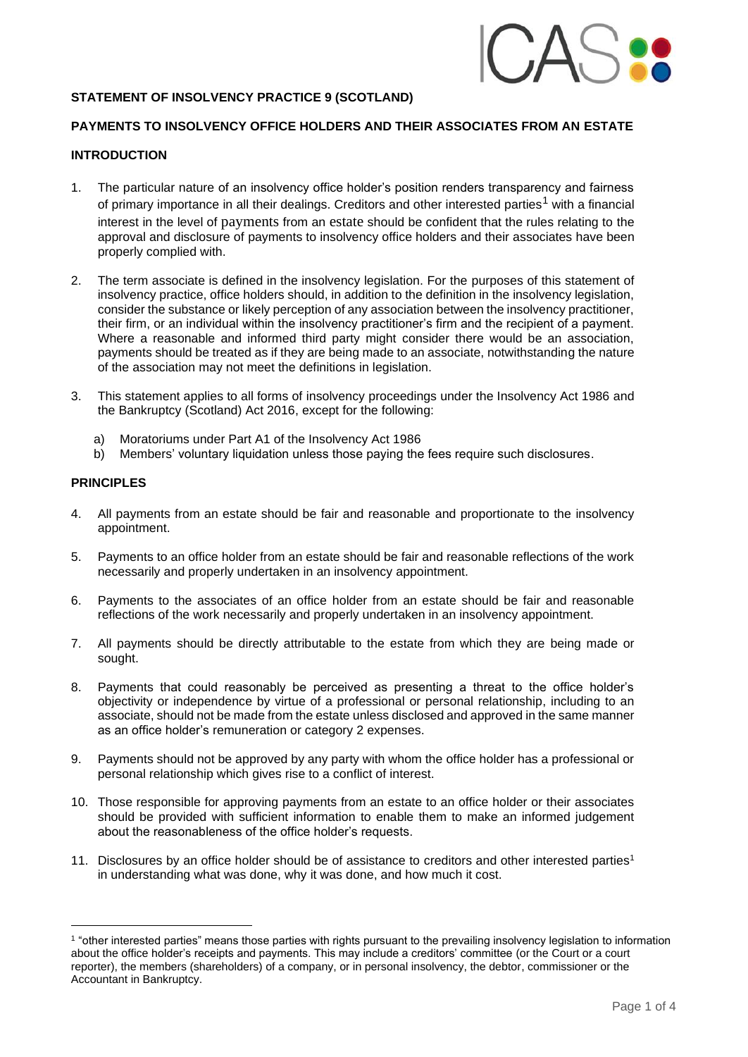## STATEMENT OF INSOLVENCY PRACTICE 9 (SCOTLAND)

## PAYMENTS TO INSOLVENCY OFFICE HOLDERS AND THEIR ASSOCIATES FROM AN ESTATE

### INTRODUCTION

1. The particular nature of an insolvency office holder's position renders transparency and fairness of primary importance in all their dealings. Creditors and other interested parties[1] with a financial interest in the level of payments from an estate should be confident that the rules relating to the approval and disclosure of payments to insolvency office holders and their associates have been properly complied with.

2. The term associate is defined in the insolvency legislation. For the purposes of this statement of insolvency practice, office holders should, in addition to the definition in the insolvency legislation, consider the substance or likely perception of any association between the insolvency practitioner, their firm, or an individual within the insolvency practitioner's firm and the recipient of a payment. Where a reasonable and informed third party might consider there would be an association, payments should be treated as if they are being made to an associate, notwithstanding the nature of the association may not meet the definitions in legislation.

3. This statement applies to all forms of insolvency proceedings under the Insolvency Act 1986 and the Bankruptcy (Scotland) Act 2016, except for the following:
   a) Moratoriums under Part A1 of the Insolvency Act 1986
   b) Members' voluntary liquidation unless those paying the fees require such disclosures.

### PRINCIPLES

4. All payments from an estate should be fair and reasonable and proportionate to the insolvency appointment.

5. Payments to an office holder from an estate should be fair and reasonable reflections of the work necessarily and properly undertaken in an insolvency appointment.

6. Payments to the associates of an office holder from an estate should be fair and reasonable reflections of the work necessarily and properly undertaken in an insolvency appointment.

7. All payments should be directly attributable to the estate from which they are being made or sought.

8. Payments that could reasonably be perceived as presenting a threat to the office holder's objectivity or independence by virtue of a professional or personal relationship, including to an associate, should not be made from the estate unless disclosed and approved in the same manner as an office holder's remuneration or category 2 expenses.

9. Payments should not be approved by any party with whom the office holder has a professional or personal relationship which gives rise to a conflict of interest.

10. Those responsible for approving payments from an estate to an office holder or their associates should be provided with sufficient information to enable them to make an informed judgement about the reasonableness of the office holder's requests.

11. Disclosures by an office holder should be of assistance to creditors and other interested parties[1] in understanding what was done, why it was done, and how much it cost.

---

[1] "other interested parties" means those parties with rights pursuant to the prevailing insolvency legislation to information about the office holder's receipts and payments. This may include a creditors' committee (or the Court or a court reporter), the members (shareholders) of a company, or in personal insolvency, the debtor, commissioner or the Accountant in Bankruptcy.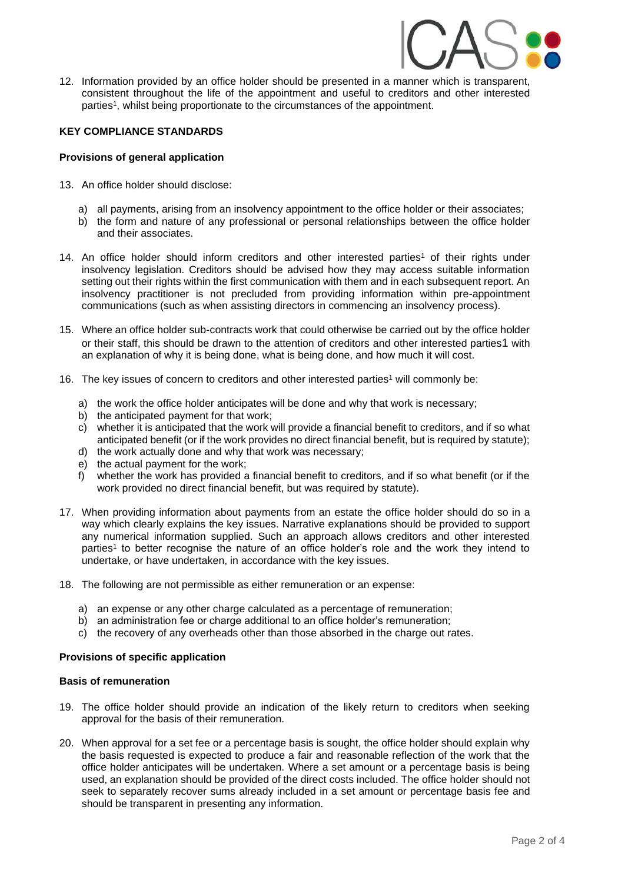12. Information provided by an office holder should be presented in a manner which is transparent, consistent throughout the life of the appointment and useful to creditors and other interested parties[1], whilst being proportionate to the circumstances of the appointment.

**KEY COMPLIANCE STANDARDS**

**Provisions of general application**

13. An office holder should disclose:

    a) all payments, arising from an insolvency appointment to the office holder or their associates;
    b) the form and nature of any professional or personal relationships between the office holder and their associates.

14. An office holder should inform creditors and other interested parties[1] of their rights under insolvency legislation. Creditors should be advised how they may access suitable information setting out their rights within the first communication with them and in each subsequent report. An insolvency practitioner is not precluded from providing information within pre-appointment communications (such as when assisting directors in commencing an insolvency process).

15. Where an office holder sub-contracts work that could otherwise be carried out by the office holder or their staff, this should be drawn to the attention of creditors and other interested parties[1] with an explanation of why it is being done, what is being done, and how much it will cost.

16. The key issues of concern to creditors and other interested parties[1] will commonly be:

    a) the work the office holder anticipates will be done and why that work is necessary;
    b) the anticipated payment for that work;
    c) whether it is anticipated that the work will provide a financial benefit to creditors, and if so what anticipated benefit (or if the work provides no direct financial benefit, but is required by statute);
    d) the work actually done and why that work was necessary;
    e) the actual payment for the work;
    f) whether the work has provided a financial benefit to creditors, and if so what benefit (or if the work provided no direct financial benefit, but was required by statute).

17. When providing information about payments from an estate the office holder should do so in a way which clearly explains the key issues. Narrative explanations should be provided to support any numerical information supplied. Such an approach allows creditors and other interested parties[1] to better recognise the nature of an office holder's role and the work they intend to undertake, or have undertaken, in accordance with the key issues.

18. The following are not permissible as either remuneration or an expense:

    a) an expense or any other charge calculated as a percentage of remuneration;
    b) an administration fee or charge additional to an office holder's remuneration;
    c) the recovery of any overheads other than those absorbed in the charge out rates.

**Provisions of specific application**

**Basis of remuneration**

19. The office holder should provide an indication of the likely return to creditors when seeking approval for the basis of their remuneration.

20. When approval for a set fee or a percentage basis is sought, the office holder should explain why the basis requested is expected to produce a fair and reasonable reflection of the work that the office holder anticipates will be undertaken. Where a set amount or a percentage basis is being used, an explanation should be provided of the direct costs included. The office holder should not seek to separately recover sums already included in a set amount or percentage basis fee and should be transparent in presenting any information.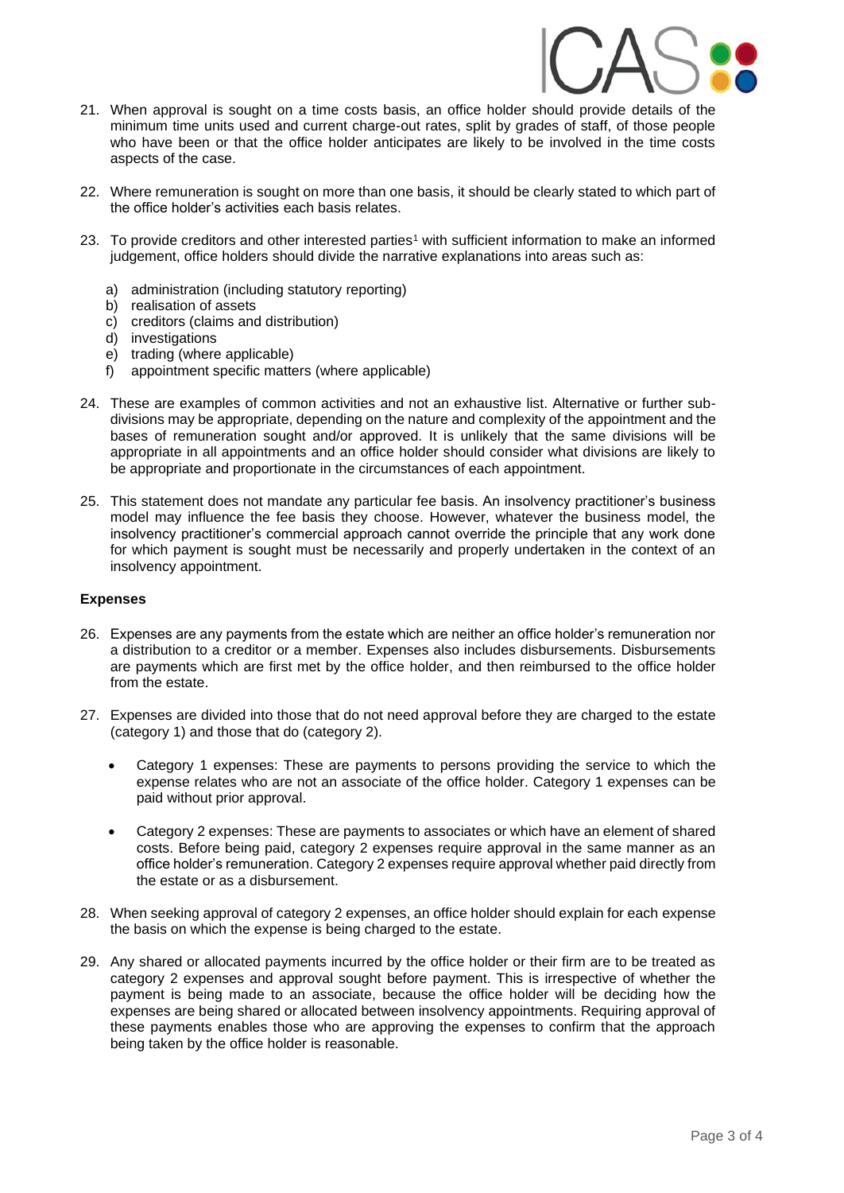21. When approval is sought on a time costs basis, an office holder should provide details of the minimum time units used and current charge-out rates, split by grades of staff, of those people who have been or that the office holder anticipates are likely to be involved in the time costs aspects of the case.

22. Where remuneration is sought on more than one basis, it should be clearly stated to which part of the office holder's activities each basis relates.

23. To provide creditors and other interested parties[1] with sufficient information to make an informed judgement, office holders should divide the narrative explanations into areas such as:

    a) administration (including statutory reporting)
    b) realisation of assets
    c) creditors (claims and distribution)
    d) investigations
    e) trading (where applicable)
    f) appointment specific matters (where applicable)

24. These are examples of common activities and not an exhaustive list. Alternative or further sub-divisions may be appropriate, depending on the nature and complexity of the appointment and the bases of remuneration sought and/or approved. It is unlikely that the same divisions will be appropriate in all appointments and an office holder should consider what divisions are likely to be appropriate and proportionate in the circumstances of each appointment.

25. This statement does not mandate any particular fee basis. An insolvency practitioner's business model may influence the fee basis they choose. However, whatever the business model, the insolvency practitioner's commercial approach cannot override the principle that any work done for which payment is sought must be necessarily and properly undertaken in the context of an insolvency appointment.

**Expenses**

26. Expenses are any payments from the estate which are neither an office holder's remuneration nor a distribution to a creditor or a member. Expenses also includes disbursements. Disbursements are payments which are first met by the office holder, and then reimbursed to the office holder from the estate.

27. Expenses are divided into those that do not need approval before they are charged to the estate (category 1) and those that do (category 2).

    - Category 1 expenses: These are payments to persons providing the service to which the expense relates who are not an associate of the office holder. Category 1 expenses can be paid without prior approval.
    - Category 2 expenses: These are payments to associates or which have an element of shared costs. Before being paid, category 2 expenses require approval in the same manner as an office holder's remuneration. Category 2 expenses require approval whether paid directly from the estate or as a disbursement.

28. When seeking approval of category 2 expenses, an office holder should explain for each expense the basis on which the expense is being charged to the estate.

29. Any shared or allocated payments incurred by the office holder or their firm are to be treated as category 2 expenses and approval sought before payment. This is irrespective of whether the payment is being made to an associate, because the office holder will be deciding how the expenses are being shared or allocated between insolvency appointments. Requiring approval of these payments enables those who are approving the expenses to confirm that the approach being taken by the office holder is reasonable.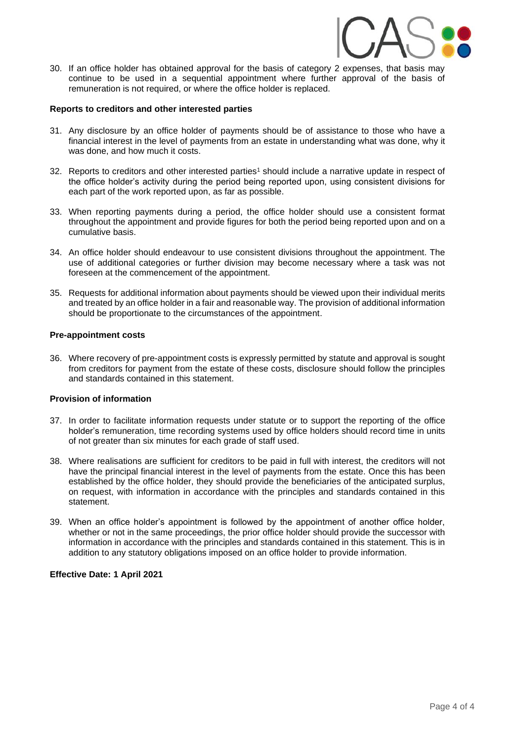30. If an office holder has obtained approval for the basis of category 2 expenses, that basis may continue to be used in a sequential appointment where further approval of the basis of remuneration is not required, or where the office holder is replaced.

**Reports to creditors and other interested parties**

31. Any disclosure by an office holder of payments should be of assistance to those who have a financial interest in the level of payments from an estate in understanding what was done, why it was done, and how much it costs.

32. Reports to creditors and other interested parties[1] should include a narrative update in respect of the office holder's activity during the period being reported upon, using consistent divisions for each part of the work reported upon, as far as possible.

33. When reporting payments during a period, the office holder should use a consistent format throughout the appointment and provide figures for both the period being reported upon and on a cumulative basis.

34. An office holder should endeavour to use consistent divisions throughout the appointment. The use of additional categories or further division may become necessary where a task was not foreseen at the commencement of the appointment.

35. Requests for additional information about payments should be viewed upon their individual merits and treated by an office holder in a fair and reasonable way. The provision of additional information should be proportionate to the circumstances of the appointment.

**Pre-appointment costs**

36. Where recovery of pre-appointment costs is expressly permitted by statute and approval is sought from creditors for payment from the estate of these costs, disclosure should follow the principles and standards contained in this statement.

**Provision of information**

37. In order to facilitate information requests under statute or to support the reporting of the office holder's remuneration, time recording systems used by office holders should record time in units of not greater than six minutes for each grade of staff used.

38. Where realisations are sufficient for creditors to be paid in full with interest, the creditors will not have the principal financial interest in the level of payments from the estate. Once this has been established by the office holder, they should provide the beneficiaries of the anticipated surplus, on request, with information in accordance with the principles and standards contained in this statement.

39. When an office holder's appointment is followed by the appointment of another office holder, whether or not in the same proceedings, the prior office holder should provide the successor with information in accordance with the principles and standards contained in this statement. This is in addition to any statutory obligations imposed on an office holder to provide information.

**Effective Date: 1 April 2021**